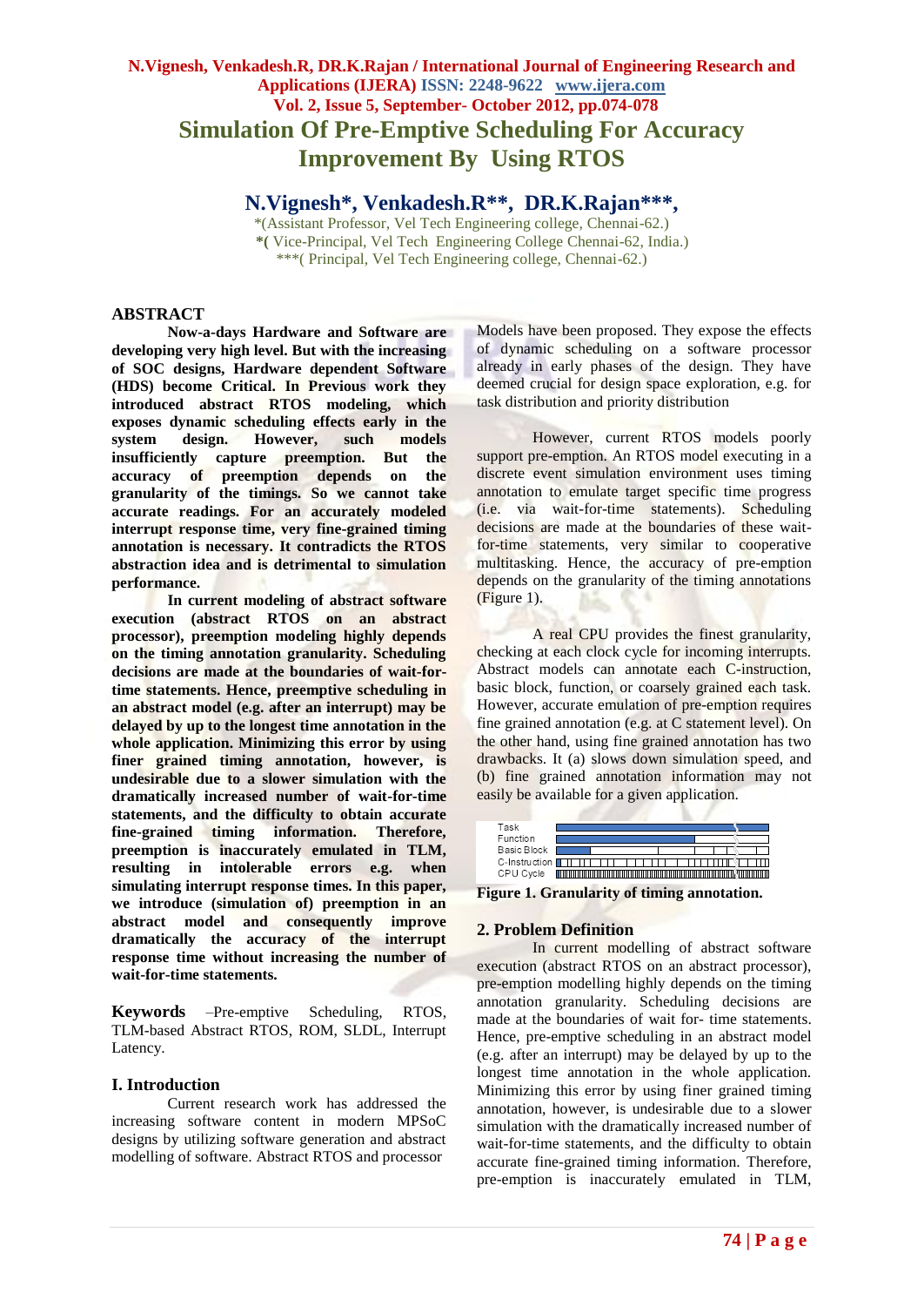# Simulation Of Pre-Emptive Scheduling For Accuracy Improvement By Using RTOS

**N.Vignesh\*, Venkadesh.R\*\*, DR.K.Rajan\*\*\*,**

\*(Assistant Professor, Vel Tech Engineering college, Chennai-62.)
\*( Vice-Principal, Vel Tech Engineering College Chennai-62, India.)
\*\*\*( Principal, Vel Tech Engineering college, Chennai-62.)

## ABSTRACT

**Now-a-days Hardware and Software are developing very high level. But with the increasing of SOC designs, Hardware dependent Software (HDS) become Critical. In Previous work they introduced abstract RTOS modeling, which exposes dynamic scheduling effects early in the system design. However, such models insufficiently capture preemption. But the accuracy of preemption depends on the granularity of the timings. So we cannot take accurate readings. For an accurately modeled interrupt response time, very fine-grained timing annotation is necessary. It contradicts the RTOS abstraction idea and is detrimental to simulation performance.**

**In current modeling of abstract software execution (abstract RTOS on an abstract processor), preemption modeling highly depends on the timing annotation granularity. Scheduling decisions are made at the boundaries of wait-for-time statements. Hence, preemptive scheduling in an abstract model (e.g. after an interrupt) may be delayed by up to the longest time annotation in the whole application. Minimizing this error by using finer grained timing annotation, however, is undesirable due to a slower simulation with the dramatically increased number of wait-for-time statements, and the difficulty to obtain accurate fine-grained timing information. Therefore, preemption is inaccurately emulated in TLM, resulting in intolerable errors e.g. when simulating interrupt response times. In this paper, we introduce (simulation of) preemption in an abstract model and consequently improve dramatically the accuracy of the interrupt response time without increasing the number of wait-for-time statements.**

**Keywords** –Pre-emptive Scheduling, RTOS, TLM-based Abstract RTOS, ROM, SLDL, Interrupt Latency.

## I. Introduction

Current research work has addressed the increasing software content in modern MPSoC designs by utilizing software generation and abstract modelling of software. Abstract RTOS and processor Models have been proposed. They expose the effects of dynamic scheduling on a software processor already in early phases of the design. They have deemed crucial for design space exploration, e.g. for task distribution and priority distribution

However, current RTOS models poorly support pre-emption. An RTOS model executing in a discrete event simulation environment uses timing annotation to emulate target specific time progress (i.e. via wait-for-time statements). Scheduling decisions are made at the boundaries of these wait-for-time statements, very similar to cooperative multitasking. Hence, the accuracy of pre-emption depends on the granularity of the timing annotations (Figure 1).

A real CPU provides the finest granularity, checking at each clock cycle for incoming interrupts. Abstract models can annotate each C-instruction, basic block, function, or coarsely grained each task. However, accurate emulation of pre-emption requires fine grained annotation (e.g. at C statement level). On the other hand, using fine grained annotation has two drawbacks. It (a) slows down simulation speed, and (b) fine grained annotation information may not easily be available for a given application.

**Figure 1. Granularity of timing annotation.**

## 2. Problem Definition

In current modelling of abstract software execution (abstract RTOS on an abstract processor), pre-emption modelling highly depends on the timing annotation granularity. Scheduling decisions are made at the boundaries of wait for- time statements. Hence, pre-emptive scheduling in an abstract model (e.g. after an interrupt) may be delayed by up to the longest time annotation in the whole application. Minimizing this error by using finer grained timing annotation, however, is undesirable due to a slower simulation with the dramatically increased number of wait-for-time statements, and the difficulty to obtain accurate fine-grained timing information. Therefore, pre-emption is inaccurately emulated in TLM,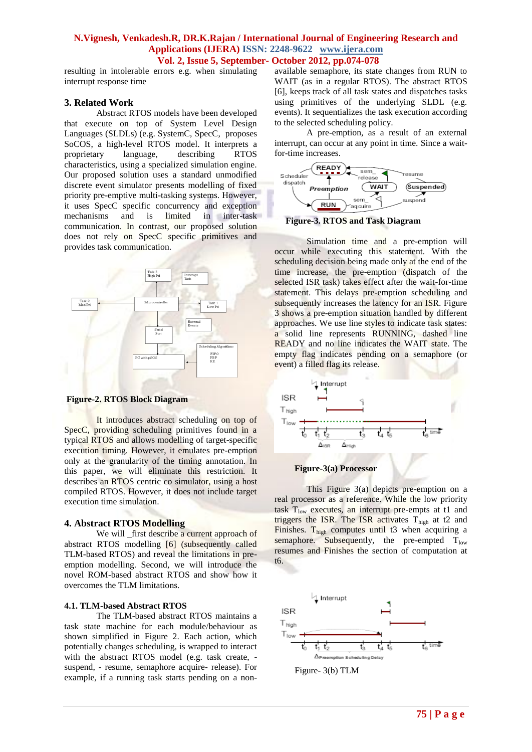resulting in intolerable errors e.g. when simulating interrupt response time

## 3. Related Work

Abstract RTOS models have been developed that execute on top of System Level Design Languages (SLDLs) (e.g. SystemC, SpecC, proposes SoCOS, a high-level RTOS model. It interprets a proprietary language, describing RTOS characteristics, using a specialized simulation engine. Our proposed solution uses a standard unmodified discrete event simulator presents modelling of fixed priority pre-emptive multi-tasking systems. However, it uses SpecC specific concurrency and exception mechanisms and is limited in inter-task communication. In contrast, our proposed solution does not rely on SpecC specific primitives and provides task communication.

**Figure-2. RTOS Block Diagram**

It introduces abstract scheduling on top of SpecC, providing scheduling primitives found in a typical RTOS and allows modelling of target-specific execution timing. However, it emulates pre-emption only at the granularity of the timing annotation. In this paper, we will eliminate this restriction. It describes an RTOS centric co simulator, using a host compiled RTOS. However, it does not include target execution time simulation.

## 4. Abstract RTOS Modelling

We will _first describe a current approach of abstract RTOS modelling [6] (subsequently called TLM-based RTOS) and reveal the limitations in pre-emption modelling. Second, we will introduce the novel ROM-based abstract RTOS and show how it overcomes the TLM limitations.

### 4.1. TLM-based Abstract RTOS

The TLM-based abstract RTOS maintains a task state machine for each module/behaviour as shown simplified in Figure 2. Each action, which potentially changes scheduling, is wrapped to interact with the abstract RTOS model (e.g. task create, -suspend, - resume, semaphore acquire- release). For example, if a running task starts pending on a non-available semaphore, its state changes from RUN to WAIT (as in a regular RTOS). The abstract RTOS [6], keeps track of all task states and dispatches tasks using primitives of the underlying SLDL (e.g. events). It sequentializes the task execution according to the selected scheduling policy.

A pre-emption, as a result of an external interrupt, can occur at any point in time. Since a wait-for-time increases.

**Figure-3. RTOS and Task Diagram**

Simulation time and a pre-emption will occur while executing this statement. With the scheduling decision being made only at the end of the time increase, the pre-emption (dispatch of the selected ISR task) takes effect after the wait-for-time statement. This delays pre-emption scheduling and subsequently increases the latency for an ISR. Figure 3 shows a pre-emption situation handled by different approaches. We use line styles to indicate task states: a solid line represents RUNNING, dashed line READY and no line indicates the WAIT state. The empty flag indicates pending on a semaphore (or event) a filled flag its release.

**Figure-3(a) Processor**

This Figure 3(a) depicts pre-emption on a real processor as a reference. While the low priority task $T_{low}$ executes, an interrupt pre-empts at t1 and triggers the ISR. The ISR activates $T_{high}$ at t2 and Finishes. $T_{high}$ computes until t3 when acquiring a semaphore. Subsequently, the pre-empted $T_{low}$ resumes and Finishes the section of computation at t6.

Figure- 3(b) TLM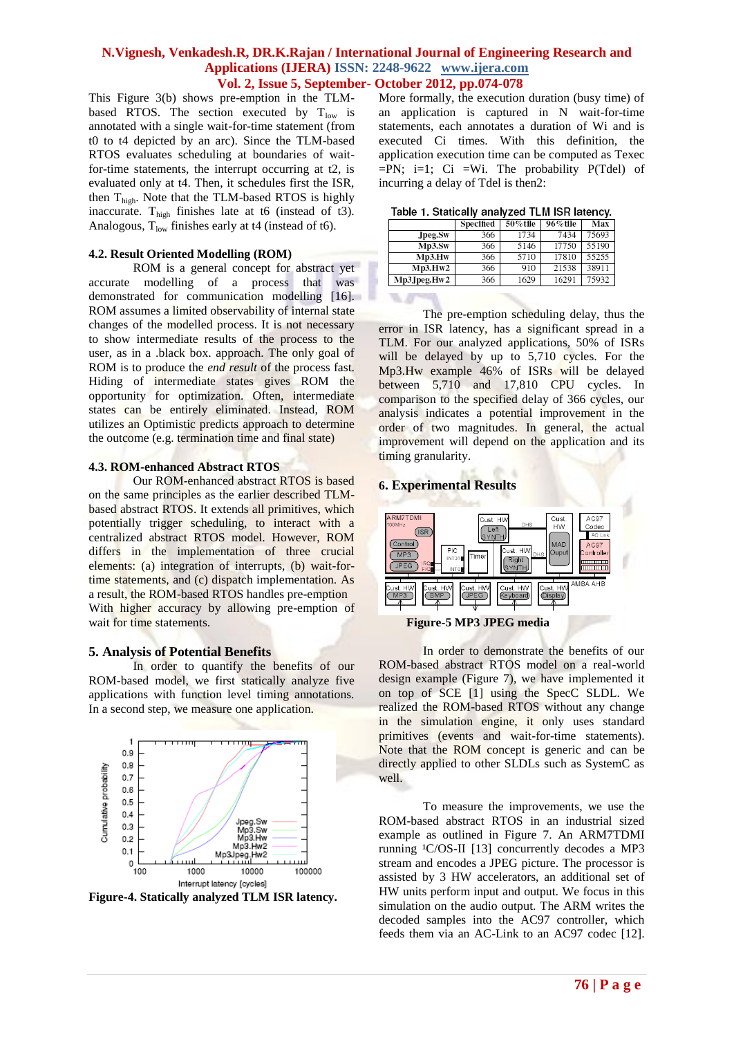This Figure 3(b) shows pre-emption in the TLM-based RTOS. The section executed by $T_{low}$ is annotated with a single wait-for-time statement (from t0 to t4 depicted by an arc). Since the TLM-based RTOS evaluates scheduling at boundaries of wait-for-time statements, the interrupt occurring at t2, is evaluated only at t4. Then, it schedules first the ISR, then $T_{high}$. Note that the TLM-based RTOS is highly inaccurate. $T_{high}$ finishes late at t6 (instead of t3). Analogous, $T_{low}$ finishes early at t4 (instead of t6).

### 4.2. Result Oriented Modelling (ROM)

ROM is a general concept for abstract yet accurate modelling of a process that was demonstrated for communication modelling [16]. ROM assumes a limited observability of internal state changes of the modelled process. It is not necessary to show intermediate results of the process to the user, as in a .black box. approach. The only goal of ROM is to produce the *end result* of the process fast. Hiding of intermediate states gives ROM the opportunity for optimization. Often, intermediate states can be entirely eliminated. Instead, ROM utilizes an Optimistic predicts approach to determine the outcome (e.g. termination time and final state)

### 4.3. ROM-enhanced Abstract RTOS

Our ROM-enhanced abstract RTOS is based on the same principles as the earlier described TLM-based abstract RTOS. It extends all primitives, which potentially trigger scheduling, to interact with a centralized abstract RTOS model. However, ROM differs in the implementation of three crucial elements: (a) integration of interrupts, (b) wait-for-time statements, and (c) dispatch implementation. As a result, the ROM-based RTOS handles pre-emption With higher accuracy by allowing pre-emption of wait for time statements.

## 5. Analysis of Potential Benefits

In order to quantify the benefits of our ROM-based model, we first statically analyze five applications with function level timing annotations. In a second step, we measure one application.

**Figure-4. Statically analyzed TLM ISR latency.**

More formally, the execution duration (busy time) of an application is captured in N wait-for-time statements, each annotates a duration of Wi and is executed Ci times. With this definition, the application execution time can be computed as Texec =PN; i=1; Ci =Wi. The probability P(Tdel) of incurring a delay of Tdel is then2:

Table 1. Statically analyzed TLM ISR latency.

| | Specified | 50%tile | 96%tile | Max |
|---|---|---|---|---|
| Jpeg.Sw | 366 | 1734 | 7434 | 75693 |
| Mp3.Sw | 366 | 5146 | 17750 | 55190 |
| Mp3.Hw | 366 | 5710 | 17810 | 55255 |
| Mp3.Hw2 | 366 | 910 | 21538 | 38911 |
| Mp3Jpeg.Hw2 | 366 | 1629 | 16291 | 75932 |

The pre-emption scheduling delay, thus the error in ISR latency, has a significant spread in a TLM. For our analyzed applications, 50% of ISRs will be delayed by up to 5,710 cycles. For the Mp3.Hw example 46% of ISRs will be delayed between 5,710 and 17,810 CPU cycles. In comparison to the specified delay of 366 cycles, our analysis indicates a potential improvement in the order of two magnitudes. In general, the actual improvement will depend on the application and its timing granularity.

## 6. Experimental Results

**Figure-5 MP3 JPEG media**

In order to demonstrate the benefits of our ROM-based abstract RTOS model on a real-world design example (Figure 7), we have implemented it on top of SCE [1] using the SpecC SLDL. We realized the ROM-based RTOS without any change in the simulation engine, it only uses standard primitives (events and wait-for-time statements). Note that the ROM concept is generic and can be directly applied to other SLDLs such as SystemC as well.

To measure the improvements, we use the ROM-based abstract RTOS in an industrial sized example as outlined in Figure 7. An ARM7TDMI running ¹C/OS-II [13] concurrently decodes a MP3 stream and encodes a JPEG picture. The processor is assisted by 3 HW accelerators, an additional set of HW units perform input and output. We focus in this simulation on the audio output. The ARM writes the decoded samples into the AC97 controller, which feeds them via an AC-Link to an AC97 codec [12].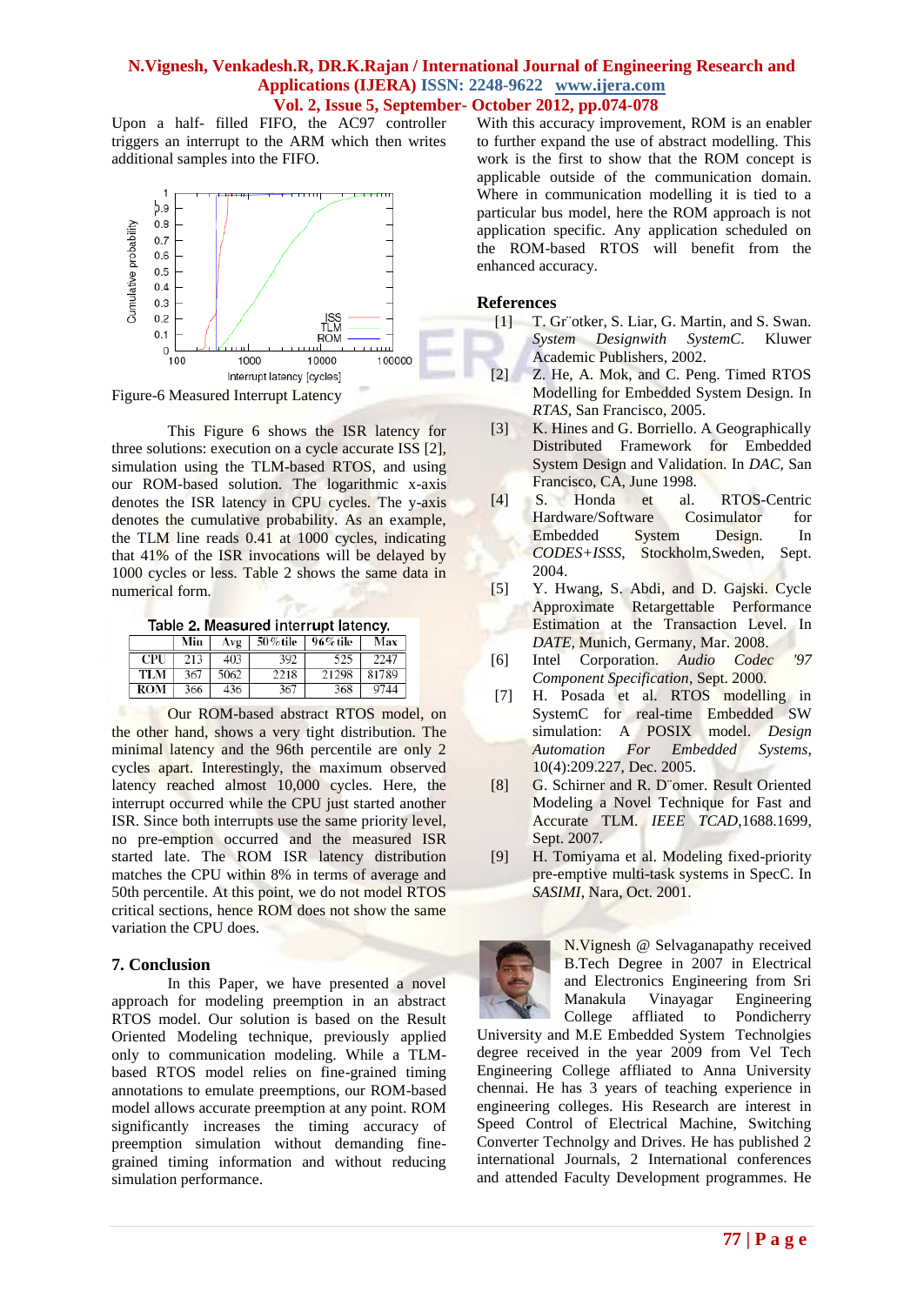Upon a half- filled FIFO, the AC97 controller triggers an interrupt to the ARM which then writes additional samples into the FIFO.

Figure-6 Measured Interrupt Latency

This Figure 6 shows the ISR latency for three solutions: execution on a cycle accurate ISS [2], simulation using the TLM-based RTOS, and using our ROM-based solution. The logarithmic x-axis denotes the ISR latency in CPU cycles. The y-axis denotes the cumulative probability. As an example, the TLM line reads 0.41 at 1000 cycles, indicating that 41% of the ISR invocations will be delayed by 1000 cycles or less. Table 2 shows the same data in numerical form.

**Table 2. Measured interrupt latency.**

| | Min | Avg | 50%tile | 96%tile | Max |
|---|---|---|---|---|---|
| CPU | 213 | 403 | 392 | 525 | 2247 |
| TLM | 367 | 5062 | 2218 | 21298 | 81789 |
| ROM | 366 | 436 | 367 | 368 | 9744 |

Our ROM-based abstract RTOS model, on the other hand, shows a very tight distribution. The minimal latency and the 96th percentile are only 2 cycles apart. Interestingly, the maximum observed latency reached almost 10,000 cycles. Here, the interrupt occurred while the CPU just started another ISR. Since both interrupts use the same priority level, no pre-emption occurred and the measured ISR started late. The ROM ISR latency distribution matches the CPU within 8% in terms of average and 50th percentile. At this point, we do not model RTOS critical sections, hence ROM does not show the same variation the CPU does.

## 7. Conclusion

In this Paper, we have presented a novel approach for modeling preemption in an abstract RTOS model. Our solution is based on the Result Oriented Modeling technique, previously applied only to communication modeling. While a TLM-based RTOS model relies on fine-grained timing annotations to emulate preemptions, our ROM-based model allows accurate preemption at any point. ROM significantly increases the timing accuracy of preemption simulation without demanding fine-grained timing information and without reducing simulation performance.

With this accuracy improvement, ROM is an enabler to further expand the use of abstract modelling. This work is the first to show that the ROM concept is applicable outside of the communication domain. Where in communication modelling it is tied to a particular bus model, here the ROM approach is not application specific. Any application scheduled on the ROM-based RTOS will benefit from the enhanced accuracy.

## References

[1] T. Gr¨otker, S. Liar, G. Martin, and S. Swan. *System Designwith SystemC*. Kluwer Academic Publishers, 2002.

[2] Z. He, A. Mok, and C. Peng. Timed RTOS Modelling for Embedded System Design. In *RTAS*, San Francisco, 2005.

[3] K. Hines and G. Borriello. A Geographically Distributed Framework for Embedded System Design and Validation. In *DAC*, San Francisco, CA, June 1998.

[4] S. Honda et al. RTOS-Centric Hardware/Software Cosimulator for Embedded System Design. In *CODES+ISSS*, Stockholm,Sweden, Sept. 2004.

[5] Y. Hwang, S. Abdi, and D. Gajski. Cycle Approximate Retargettable Performance Estimation at the Transaction Level. In *DATE*, Munich, Germany, Mar. 2008.

[6] Intel Corporation. *Audio Codec '97 Component Specification*, Sept. 2000.

[7] H. Posada et al. RTOS modelling in SystemC for real-time Embedded SW simulation: A POSIX model. *Design Automation For Embedded Systems*, 10(4):209.227, Dec. 2005.

[8] G. Schirner and R. D¨omer. Result Oriented Modeling a Novel Technique for Fast and Accurate TLM. *IEEE TCAD*,1688.1699, Sept. 2007.

[9] H. Tomiyama et al. Modeling fixed-priority pre-emptive multi-task systems in SpecC. In *SASIMI*, Nara, Oct. 2001.

N.Vignesh @ Selvaganapathy received B.Tech Degree in 2007 in Electrical and Electronics Engineering from Sri Manakula Vinayagar Engineering College affliated to Pondicherry University and M.E Embedded System Technolgies degree received in the year 2009 from Vel Tech Engineering College affliated to Anna University chennai. He has 3 years of teaching experience in engineering colleges. His Research are interest in Speed Control of Electrical Machine, Switching Converter Technolgy and Drives. He has published 2 international Journals, 2 International conferences and attended Faculty Development programmes. He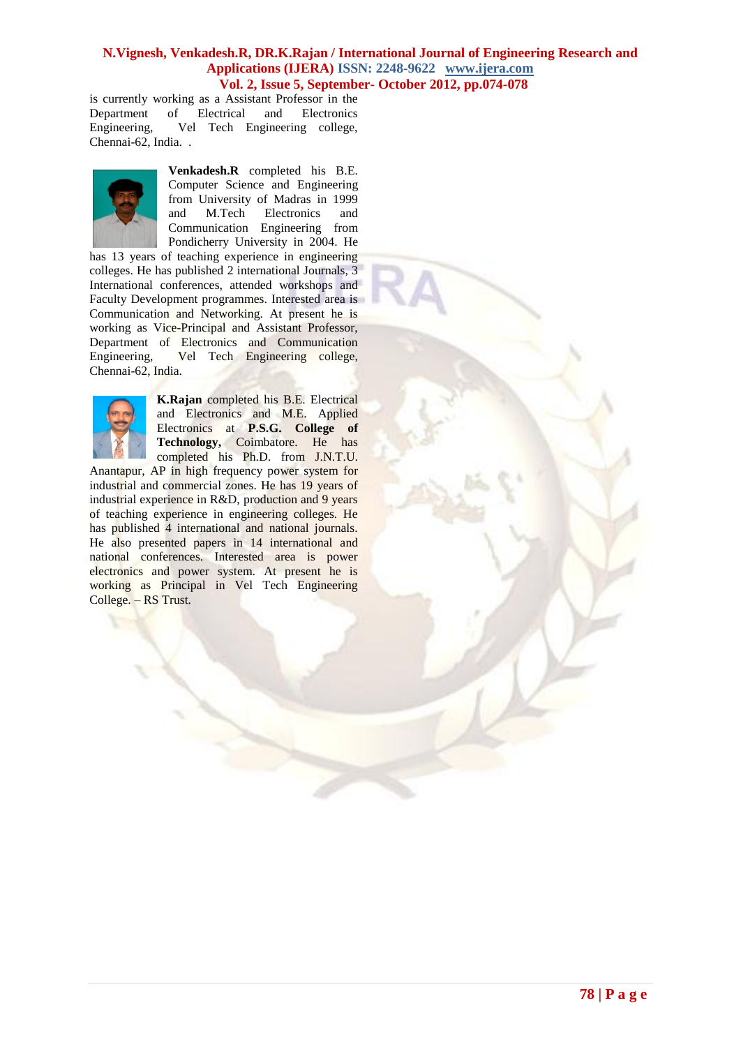is currently working as a Assistant Professor in the Department of Electrical and Electronics Engineering, Vel Tech Engineering college, Chennai-62, India. .

**Venkadesh.R** completed his B.E. Computer Science and Engineering from University of Madras in 1999 and M.Tech Electronics and Communication Engineering from Pondicherry University in 2004. He has 13 years of teaching experience in engineering colleges. He has published 2 international Journals, 3 International conferences, attended workshops and Faculty Development programmes. Interested area is Communication and Networking. At present he is working as Vice-Principal and Assistant Professor, Department of Electronics and Communication Engineering, Vel Tech Engineering college, Chennai-62, India.

**K.Rajan** completed his B.E. Electrical and Electronics and M.E. Applied Electronics at **P.S.G. College of Technology,** Coimbatore. He has completed his Ph.D. from J.N.T.U. Anantapur, AP in high frequency power system for industrial and commercial zones. He has 19 years of industrial experience in R&D, production and 9 years of teaching experience in engineering colleges. He has published 4 international and national journals. He also presented papers in 14 international and national conferences. Interested area is power electronics and power system. At present he is working as Principal in Vel Tech Engineering College. – RS Trust.